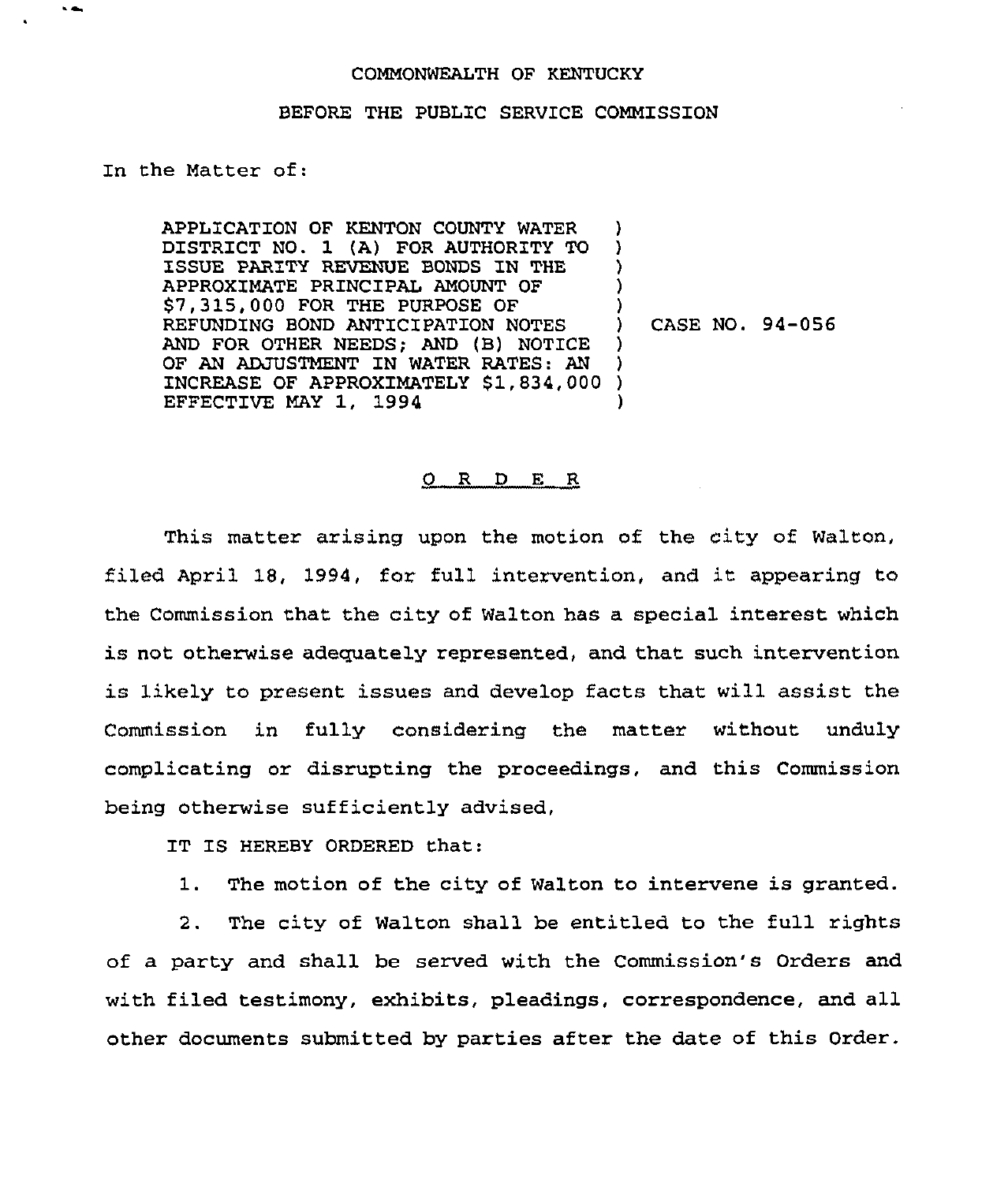COMMONWEALTH OF KENTUCKY

BEFORE THE PUBLIC SERVICE COMMISSION

In the Matter of:

APPLICATION OF KENTON COUNTY WATER DISTRICT NO. 1 (A) FOR AUTHORITY TO ISSUE PARITY REVENUE BONDS IN THE APPROXIMATE PRINCIPAL AMOUNT OF $7,315,000 FOR THE PURPOSE OF REFUNDING BOND ANTICIPATION NOTES AND FOR OTHER NEEDS; AND (B) NOTICE OF AN ADJUSTMENT IN WATER RATES: AN INCREASE OF APPROXIMATELY $1,834,000 EFFECTIVE MAY 1, 1994

) CASE NO. 94-056

O R D E R

This matter arising upon the motion of the city of Walton, filed April 18, 1994, for full intervention, and it appearing to the Commission that the city of Walton has a special interest which is not otherwise adequately represented, and that such intervention is likely to present issues and develop facts that will assist the Commission in fully considering the matter without unduly complicating or disrupting the proceedings, and this Commission being otherwise sufficiently advised,

IT IS HEREBY ORDERED that:

1. The motion of the city of Walton to intervene is granted.

2. The city of Walton shall be entitled to the full rights of a party and shall be served with the Commission's Orders and with filed testimony, exhibits, pleadings, correspondence, and all other documents submitted by parties after the date of this Order.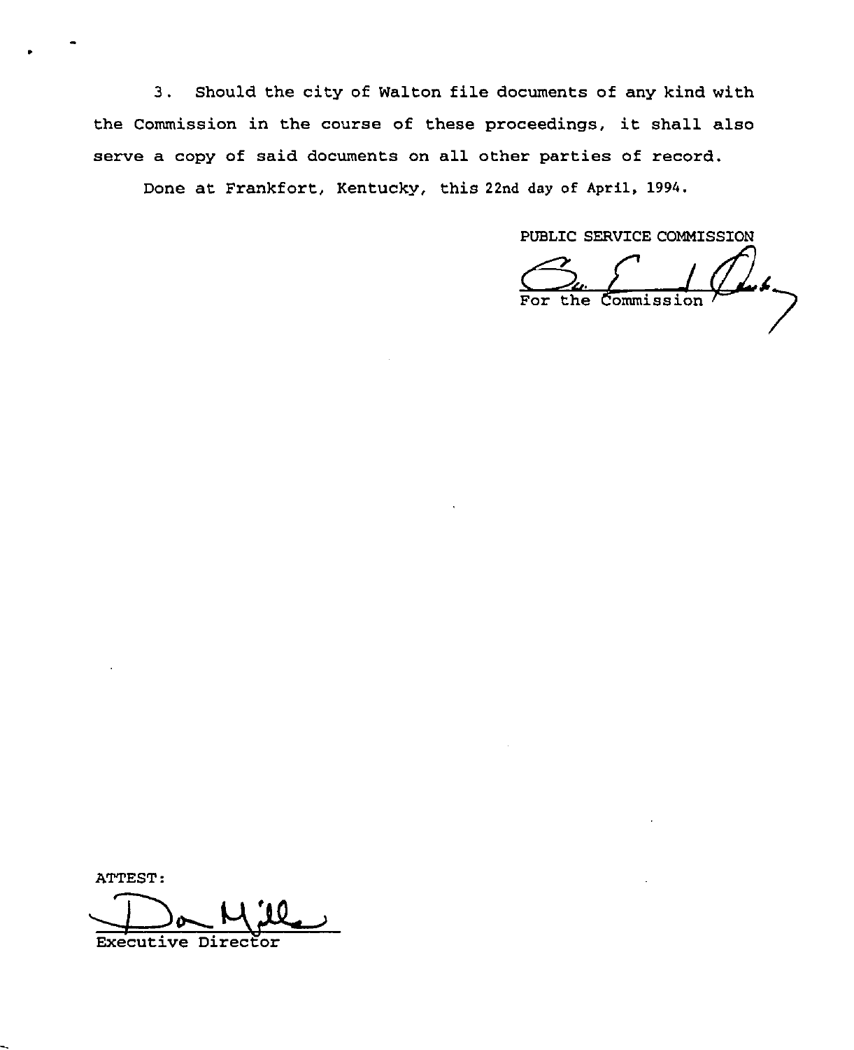3. Should the city of Walton file documents of any kind with the Commission in the course of these proceedings, it shall also serve a copy of said documents on all other parties of record.

Done at Frankfort, Kentucky, this 22nd day of April, 1994.

PUBLIC SERVICE COMMISSION

For the Commission

ATTEST:

Executive Director